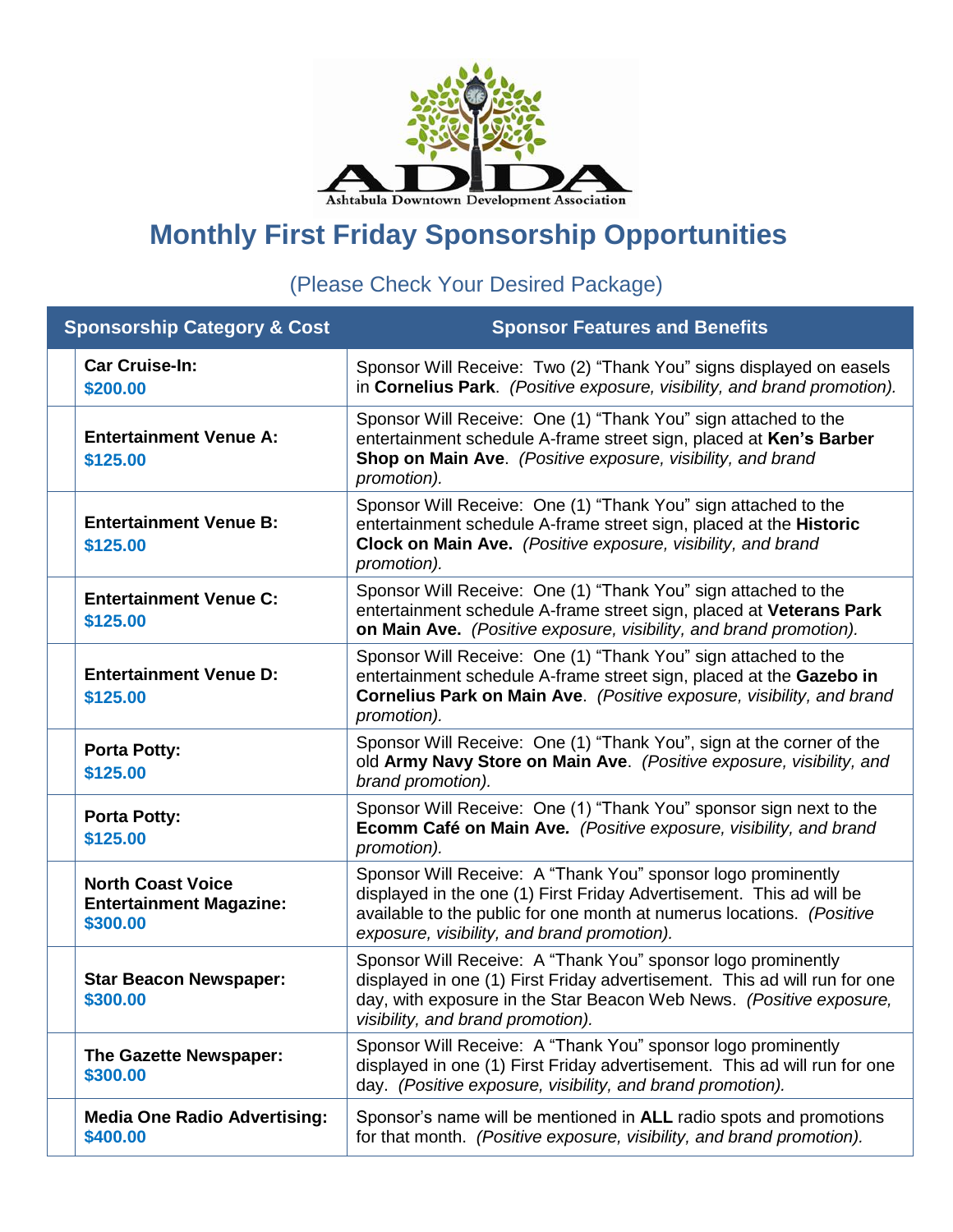ADDA

Ashtabula Downtown Development Association

# Monthly First Friday Sponsorship Opportunities

(Please Check Your Desired Package)

| | Sponsorship Category & Cost | Sponsor Features and Benefits |
|---|---|---|
| | **Car Cruise-In:** **$200.00** | Sponsor Will Receive: Two (2) "Thank You" signs displayed on easels in **Cornelius Park**. *(Positive exposure, visibility, and brand promotion).* |
| | **Entertainment Venue A:** **$125.00** | Sponsor Will Receive: One (1) "Thank You" sign attached to the entertainment schedule A-frame street sign, placed at **Ken's Barber Shop on Main Ave**. *(Positive exposure, visibility, and brand promotion).* |
| | **Entertainment Venue B:** **$125.00** | Sponsor Will Receive: One (1) "Thank You" sign attached to the entertainment schedule A-frame street sign, placed at the **Historic Clock on Main Ave.** *(Positive exposure, visibility, and brand promotion).* |
| | **Entertainment Venue C:** **$125.00** | Sponsor Will Receive: One (1) "Thank You" sign attached to the entertainment schedule A-frame street sign, placed at **Veterans Park on Main Ave.** *(Positive exposure, visibility, and brand promotion).* |
| | **Entertainment Venue D:** **$125.00** | Sponsor Will Receive: One (1) "Thank You" sign attached to the entertainment schedule A-frame street sign, placed at the **Gazebo in Cornelius Park on Main Ave**. *(Positive exposure, visibility, and brand promotion).* |
| | **Porta Potty:** **$125.00** | Sponsor Will Receive: One (1) "Thank You", sign at the corner of the old **Army Navy Store on Main Ave**. *(Positive exposure, visibility, and brand promotion).* |
| | **Porta Potty:** **$125.00** | Sponsor Will Receive: One (1) "Thank You" sponsor sign next to the **Ecomm Café on Main Ave.** *(Positive exposure, visibility, and brand promotion).* |
| | **North Coast Voice Entertainment Magazine:** **$300.00** | Sponsor Will Receive: A "Thank You" sponsor logo prominently displayed in the one (1) First Friday Advertisement. This ad will be available to the public for one month at numerus locations. *(Positive exposure, visibility, and brand promotion).* |
| | **Star Beacon Newspaper:** **$300.00** | Sponsor Will Receive: A "Thank You" sponsor logo prominently displayed in one (1) First Friday advertisement. This ad will run for one day, with exposure in the Star Beacon Web News. *(Positive exposure, visibility, and brand promotion).* |
| | **The Gazette Newspaper:** **$300.00** | Sponsor Will Receive: A "Thank You" sponsor logo prominently displayed in one (1) First Friday advertisement. This ad will run for one day. *(Positive exposure, visibility, and brand promotion).* |
| | **Media One Radio Advertising:** **$400.00** | Sponsor's name will be mentioned in **ALL** radio spots and promotions for that month. *(Positive exposure, visibility, and brand promotion).* |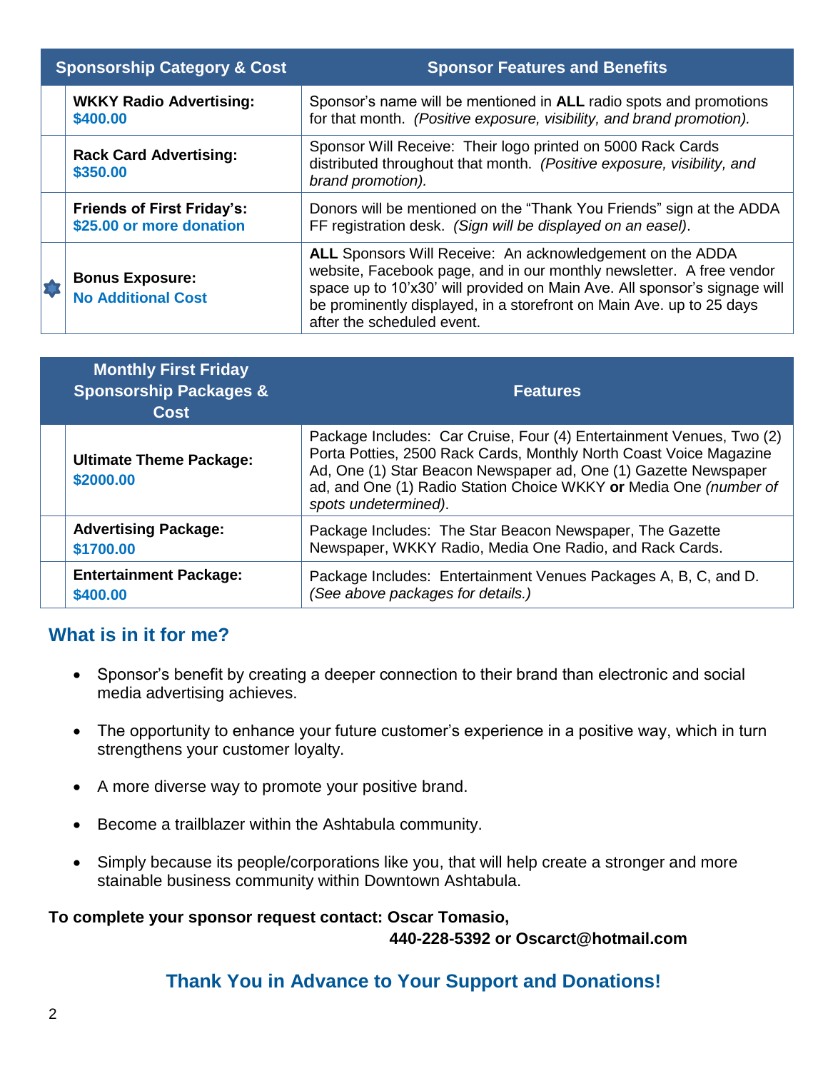| | Sponsorship Category & Cost | Sponsor Features and Benefits |
|---|---|---|
| | **WKKY Radio Advertising:** **$400.00** | Sponsor's name will be mentioned in **ALL** radio spots and promotions for that month. *(Positive exposure, visibility, and brand promotion).* |
| | **Rack Card Advertising:** **$350.00** | Sponsor Will Receive: Their logo printed on 5000 Rack Cards distributed throughout that month. *(Positive exposure, visibility, and brand promotion).* |
| | **Friends of First Friday's:** **$25.00 or more donation** | Donors will be mentioned on the "Thank You Friends" sign at the ADDA FF registration desk. *(Sign will be displayed on an easel).* |
| ✡ | **Bonus Exposure:** **No Additional Cost** | **ALL** Sponsors Will Receive: An acknowledgement on the ADDA website, Facebook page, and in our monthly newsletter. A free vendor space up to 10'x30' will provided on Main Ave. All sponsor's signage will be prominently displayed, in a storefront on Main Ave. up to 25 days after the scheduled event. |

| | Monthly First Friday Sponsorship Packages & Cost | Features |
|---|---|---|
| | **Ultimate Theme Package:** **$2000.00** | Package Includes: Car Cruise, Four (4) Entertainment Venues, Two (2) Porta Potties, 2500 Rack Cards, Monthly North Coast Voice Magazine Ad, One (1) Star Beacon Newspaper ad, One (1) Gazette Newspaper ad, and One (1) Radio Station Choice WKKY **or** Media One *(number of spots undetermined)*. |
| | **Advertising Package:** **$1700.00** | Package Includes: The Star Beacon Newspaper, The Gazette Newspaper, WKKY Radio, Media One Radio, and Rack Cards. |
| | **Entertainment Package:** **$400.00** | Package Includes: Entertainment Venues Packages A, B, C, and D. *(See above packages for details.)* |

## What is in it for me?

- Sponsor's benefit by creating a deeper connection to their brand than electronic and social media advertising achieves.
- The opportunity to enhance your future customer's experience in a positive way, which in turn strengthens your customer loyalty.
- A more diverse way to promote your positive brand.
- Become a trailblazer within the Ashtabula community.
- Simply because its people/corporations like you, that will help create a stronger and more stainable business community within Downtown Ashtabula.

**To complete your sponsor request contact: Oscar Tomasio,**
**440-228-5392 or Oscarct@hotmail.com**

## Thank You in Advance to Your Support and Donations!